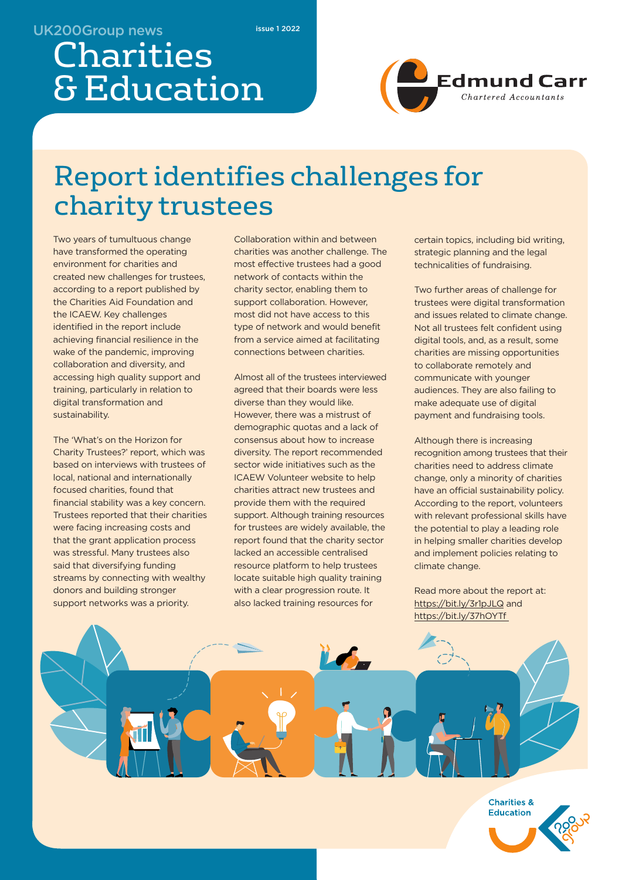UK200Group news

issue 1 2022

# Charities & Education

Edmund Carr
Chartered Accountants

## Report identifies challenges for charity trustees

Two years of tumultuous change have transformed the operating environment for charities and created new challenges for trustees, according to a report published by the Charities Aid Foundation and the ICAEW. Key challenges identified in the report include achieving financial resilience in the wake of the pandemic, improving collaboration and diversity, and accessing high quality support and training, particularly in relation to digital transformation and sustainability.

The 'What's on the Horizon for Charity Trustees?' report, which was based on interviews with trustees of local, national and internationally focused charities, found that financial stability was a key concern. Trustees reported that their charities were facing increasing costs and that the grant application process was stressful. Many trustees also said that diversifying funding streams by connecting with wealthy donors and building stronger support networks was a priority.

Collaboration within and between charities was another challenge. The most effective trustees had a good network of contacts within the charity sector, enabling them to support collaboration. However, most did not have access to this type of network and would benefit from a service aimed at facilitating connections between charities.

Almost all of the trustees interviewed agreed that their boards were less diverse than they would like. However, there was a mistrust of demographic quotas and a lack of consensus about how to increase diversity. The report recommended sector wide initiatives such as the ICAEW Volunteer website to help charities attract new trustees and provide them with the required support. Although training resources for trustees are widely available, the report found that the charity sector lacked an accessible centralised resource platform to help trustees locate suitable high quality training with a clear progression route. It also lacked training resources for certain topics, including bid writing, strategic planning and the legal technicalities of fundraising.

Two further areas of challenge for trustees were digital transformation and issues related to climate change. Not all trustees felt confident using digital tools, and, as a result, some charities are missing opportunities to collaborate remotely and communicate with younger audiences. They are also failing to make adequate use of digital payment and fundraising tools.

Although there is increasing recognition among trustees that their charities need to address climate change, only a minority of charities have an official sustainability policy. According to the report, volunteers with relevant professional skills have the potential to play a leading role in helping smaller charities develop and implement policies relating to climate change.

Read more about the report at: https://bit.ly/3r1pJLQ and https://bit.ly/37hOYTf

Charities & Education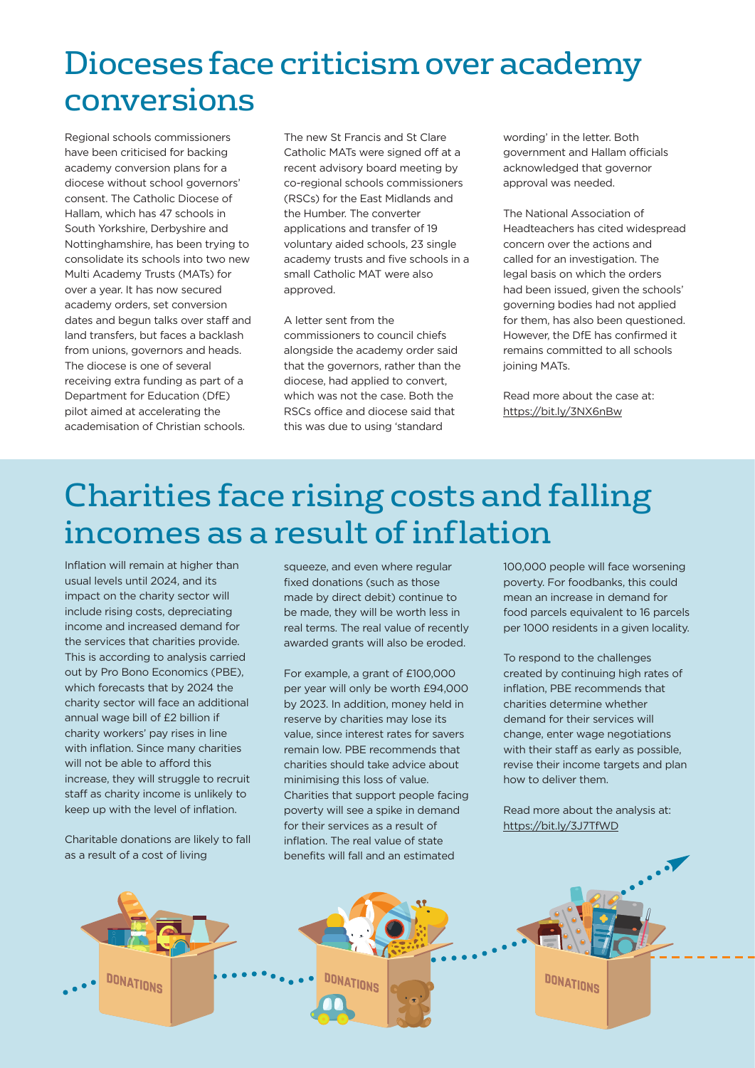# Dioceses face criticism over academy conversions

Regional schools commissioners have been criticised for backing academy conversion plans for a diocese without school governors' consent. The Catholic Diocese of Hallam, which has 47 schools in South Yorkshire, Derbyshire and Nottinghamshire, has been trying to consolidate its schools into two new Multi Academy Trusts (MATs) for over a year. It has now secured academy orders, set conversion dates and begun talks over staff and land transfers, but faces a backlash from unions, governors and heads. The diocese is one of several receiving extra funding as part of a Department for Education (DfE) pilot aimed at accelerating the academisation of Christian schools.

The new St Francis and St Clare Catholic MATs were signed off at a recent advisory board meeting by co-regional schools commissioners (RSCs) for the East Midlands and the Humber. The converter applications and transfer of 19 voluntary aided schools, 23 single academy trusts and five schools in a small Catholic MAT were also approved.

A letter sent from the commissioners to council chiefs alongside the academy order said that the governors, rather than the diocese, had applied to convert, which was not the case. Both the RSCs office and diocese said that this was due to using 'standard wording' in the letter. Both government and Hallam officials acknowledged that governor approval was needed.

The National Association of Headteachers has cited widespread concern over the actions and called for an investigation. The legal basis on which the orders had been issued, given the schools' governing bodies had not applied for them, has also been questioned. However, the DfE has confirmed it remains committed to all schools joining MATs.

Read more about the case at: https://bit.ly/3NX6nBw

# Charities face rising costs and falling incomes as a result of inflation

Inflation will remain at higher than usual levels until 2024, and its impact on the charity sector will include rising costs, depreciating income and increased demand for the services that charities provide. This is according to analysis carried out by Pro Bono Economics (PBE), which forecasts that by 2024 the charity sector will face an additional annual wage bill of £2 billion if charity workers' pay rises in line with inflation. Since many charities will not be able to afford this increase, they will struggle to recruit staff as charity income is unlikely to keep up with the level of inflation.

Charitable donations are likely to fall as a result of a cost of living squeeze, and even where regular fixed donations (such as those made by direct debit) continue to be made, they will be worth less in real terms. The real value of recently awarded grants will also be eroded.

For example, a grant of £100,000 per year will only be worth £94,000 by 2023. In addition, money held in reserve by charities may lose its value, since interest rates for savers remain low. PBE recommends that charities should take advice about minimising this loss of value. Charities that support people facing poverty will see a spike in demand for their services as a result of inflation. The real value of state benefits will fall and an estimated 100,000 people will face worsening poverty. For foodbanks, this could mean an increase in demand for food parcels equivalent to 16 parcels per 1000 residents in a given locality.

To respond to the challenges created by continuing high rates of inflation, PBE recommends that charities determine whether demand for their services will change, enter wage negotiations with their staff as early as possible, revise their income targets and plan how to deliver them.

Read more about the analysis at: https://bit.ly/3J7TfWD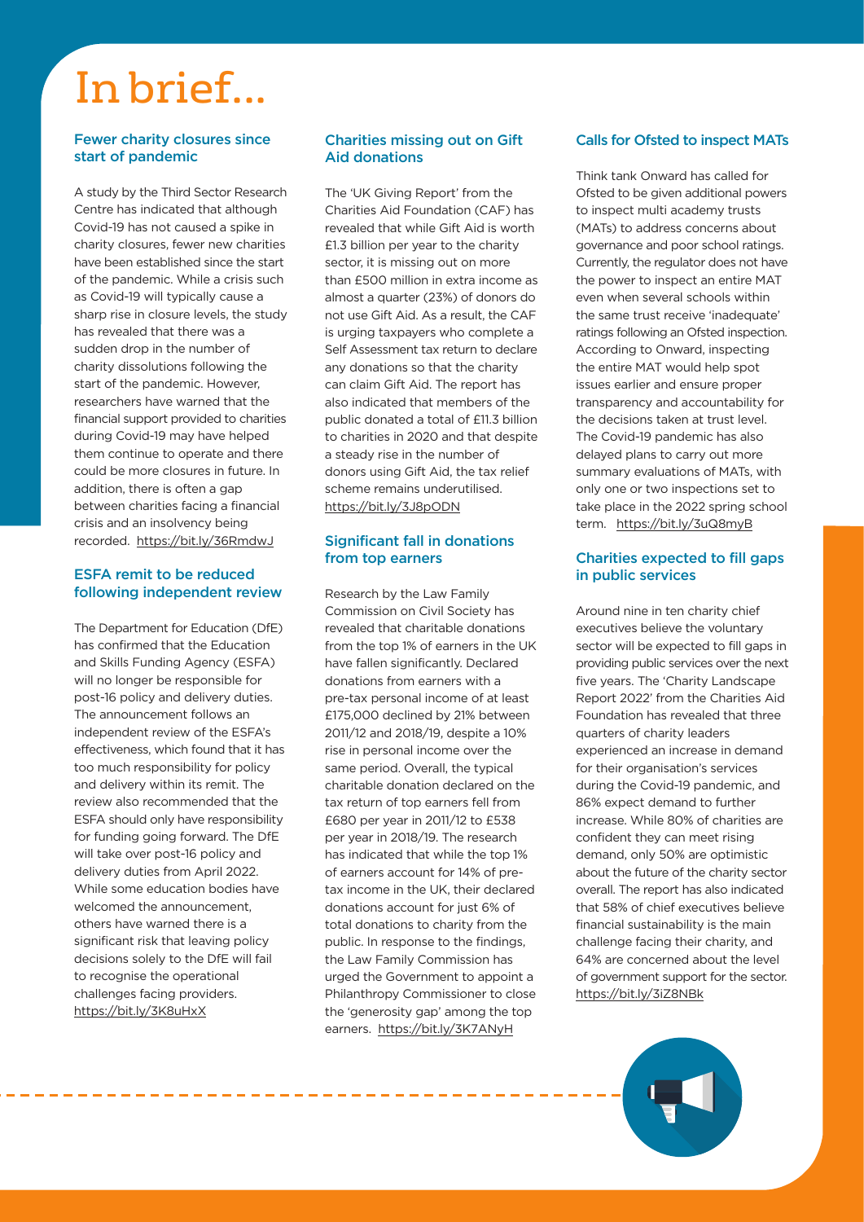# In brief...

## Fewer charity closures since start of pandemic

A study by the Third Sector Research Centre has indicated that although Covid-19 has not caused a spike in charity closures, fewer new charities have been established since the start of the pandemic. While a crisis such as Covid-19 will typically cause a sharp rise in closure levels, the study has revealed that there was a sudden drop in the number of charity dissolutions following the start of the pandemic. However, researchers have warned that the financial support provided to charities during Covid-19 may have helped them continue to operate and there could be more closures in future. In addition, there is often a gap between charities facing a financial crisis and an insolvency being recorded. https://bit.ly/36RmdwJ

## ESFA remit to be reduced following independent review

The Department for Education (DfE) has confirmed that the Education and Skills Funding Agency (ESFA) will no longer be responsible for post-16 policy and delivery duties. The announcement follows an independent review of the ESFA's effectiveness, which found that it has too much responsibility for policy and delivery within its remit. The review also recommended that the ESFA should only have responsibility for funding going forward. The DfE will take over post-16 policy and delivery duties from April 2022. While some education bodies have welcomed the announcement, others have warned there is a significant risk that leaving policy decisions solely to the DfE will fail to recognise the operational challenges facing providers. https://bit.ly/3K8uHxX

## Charities missing out on Gift Aid donations

The 'UK Giving Report' from the Charities Aid Foundation (CAF) has revealed that while Gift Aid is worth £1.3 billion per year to the charity sector, it is missing out on more than £500 million in extra income as almost a quarter (23%) of donors do not use Gift Aid. As a result, the CAF is urging taxpayers who complete a Self Assessment tax return to declare any donations so that the charity can claim Gift Aid. The report has also indicated that members of the public donated a total of £11.3 billion to charities in 2020 and that despite a steady rise in the number of donors using Gift Aid, the tax relief scheme remains underutilised. https://bit.ly/3J8pODN

## Significant fall in donations from top earners

Research by the Law Family Commission on Civil Society has revealed that charitable donations from the top 1% of earners in the UK have fallen significantly. Declared donations from earners with a pre-tax personal income of at least £175,000 declined by 21% between 2011/12 and 2018/19, despite a 10% rise in personal income over the same period. Overall, the typical charitable donation declared on the tax return of top earners fell from £680 per year in 2011/12 to £538 per year in 2018/19. The research has indicated that while the top 1% of earners account for 14% of pre-tax income in the UK, their declared donations account for just 6% of total donations to charity from the public. In response to the findings, the Law Family Commission has urged the Government to appoint a Philanthropy Commissioner to close the 'generosity gap' among the top earners. https://bit.ly/3K7ANyH

## Calls for Ofsted to inspect MATs

Think tank Onward has called for Ofsted to be given additional powers to inspect multi academy trusts (MATs) to address concerns about governance and poor school ratings. Currently, the regulator does not have the power to inspect an entire MAT even when several schools within the same trust receive 'inadequate' ratings following an Ofsted inspection. According to Onward, inspecting the entire MAT would help spot issues earlier and ensure proper transparency and accountability for the decisions taken at trust level. The Covid-19 pandemic has also delayed plans to carry out more summary evaluations of MATs, with only one or two inspections set to take place in the 2022 spring school term. https://bit.ly/3uQ8myB

## Charities expected to fill gaps in public services

Around nine in ten charity chief executives believe the voluntary sector will be expected to fill gaps in providing public services over the next five years. The 'Charity Landscape Report 2022' from the Charities Aid Foundation has revealed that three quarters of charity leaders experienced an increase in demand for their organisation's services during the Covid-19 pandemic, and 86% expect demand to further increase. While 80% of charities are confident they can meet rising demand, only 50% are optimistic about the future of the charity sector overall. The report has also indicated that 58% of chief executives believe financial sustainability is the main challenge facing their charity, and 64% are concerned about the level of government support for the sector. https://bit.ly/3iZ8NBk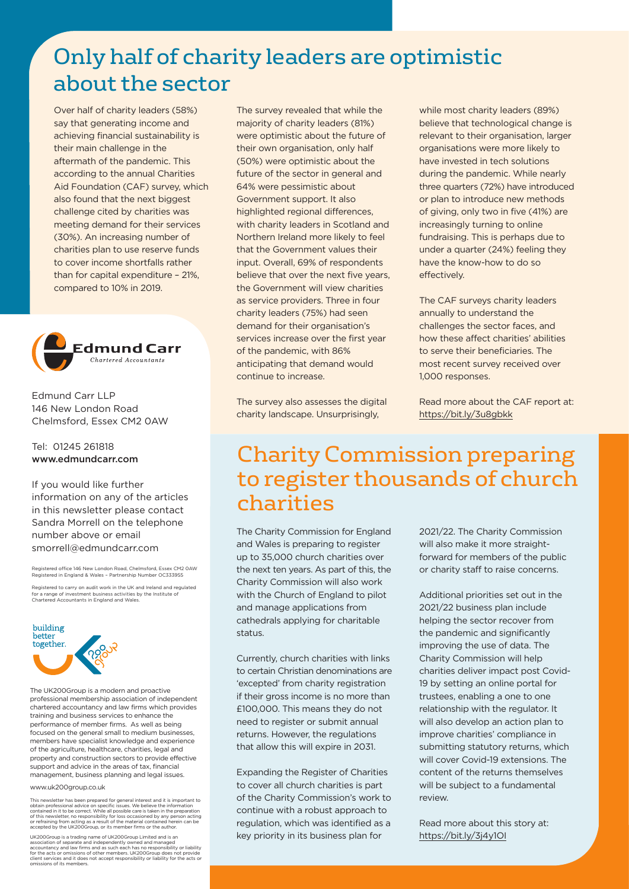# Only half of charity leaders are optimistic about the sector

Over half of charity leaders (58%) say that generating income and achieving financial sustainability is their main challenge in the aftermath of the pandemic. This according to the annual Charities Aid Foundation (CAF) survey, which also found that the next biggest challenge cited by charities was meeting demand for their services (30%). An increasing number of charities plan to use reserve funds to cover income shortfalls rather than for capital expenditure – 21%, compared to 10% in 2019.

The survey revealed that while the majority of charity leaders (81%) were optimistic about the future of their own organisation, only half (50%) were optimistic about the future of the sector in general and 64% were pessimistic about Government support. It also highlighted regional differences, with charity leaders in Scotland and Northern Ireland more likely to feel that the Government values their input. Overall, 69% of respondents believe that over the next five years, the Government will view charities as service providers. Three in four charity leaders (75%) had seen demand for their organisation's services increase over the first year of the pandemic, with 86% anticipating that demand would continue to increase.

The survey also assesses the digital charity landscape. Unsurprisingly, while most charity leaders (89%) believe that technological change is relevant to their organisation, larger organisations were more likely to have invested in tech solutions during the pandemic. While nearly three quarters (72%) have introduced or plan to introduce new methods of giving, only two in five (41%) are increasingly turning to online fundraising. This is perhaps due to under a quarter (24%) feeling they have the know-how to do so effectively.

The CAF surveys charity leaders annually to understand the challenges the sector faces, and how these affect charities' abilities to serve their beneficiaries. The most recent survey received over 1,000 responses.

Read more about the CAF report at: https://bit.ly/3u8gbkk

# Charity Commission preparing to register thousands of church charities

The Charity Commission for England and Wales is preparing to register up to 35,000 church charities over the next ten years. As part of this, the Charity Commission will also work with the Church of England to pilot and manage applications from cathedrals applying for charitable status.

Currently, church charities with links to certain Christian denominations are 'excepted' from charity registration if their gross income is no more than £100,000. This means they do not need to register or submit annual returns. However, the regulations that allow this will expire in 2031.

Expanding the Register of Charities to cover all church charities is part of the Charity Commission's work to continue with a robust approach to regulation, which was identified as a key priority in its business plan for 2021/22. The Charity Commission will also make it more straight-forward for members of the public or charity staff to raise concerns.

Additional priorities set out in the 2021/22 business plan include helping the sector recover from the pandemic and significantly improving the use of data. The Charity Commission will help charities deliver impact post Covid-19 by setting an online portal for trustees, enabling a one to one relationship with the regulator. It will also develop an action plan to improve charities' compliance in submitting statutory returns, which will cover Covid-19 extensions. The content of the returns themselves will be subject to a fundamental review.

Read more about this story at: https://bit.ly/3j4y1Ol

---

**Edmund Carr**
*Chartered Accountants*

Edmund Carr LLP
146 New London Road
Chelmsford, Essex CM2 0AW

Tel: 01245 261818
**www.edmundcarr.com**

If you would like further information on any of the articles in this newsletter please contact Sandra Morrell on the telephone number above or email smorrell@edmundcarr.com

Registered office 146 New London Road, Chelmsford, Essex CM2 0AW
Registered in England & Wales – Partnership Number OC333955

Registered to carry on audit work in the UK and Ireland and regulated for a range of investment business activities by the Institute of Chartered Accountants in England and Wales.

building better together.

The UK200Group is a modern and proactive professional membership association of independent chartered accountancy and law firms which provides training and business services to enhance the performance of member firms. As well as being focused on the general small to medium businesses, members have specialist knowledge and experience of the agriculture, healthcare, charities, legal and property and construction sectors to provide effective support and advice in the areas of tax, financial management, business planning and legal issues.

www.uk200group.co.uk

This newsletter has been prepared for general interest and it is important to obtain professional advice on specific issues. We believe the information contained in it to be correct. While all possible care is taken in the preparation of this newsletter, no responsibility for loss occasioned by any person acting or refraining from acting as a result of the material contained herein can be accepted by the UK200Group, or its member firms or the author.

UK200Group is a trading name of UK200Group Limited and is an association of separate and independently owned and managed accountancy and law firms and as such each has no responsibility or liability for the acts or omissions of other members. UK200Group does not provide client services and it does not accept responsibility or liability for the acts or omissions of its members.